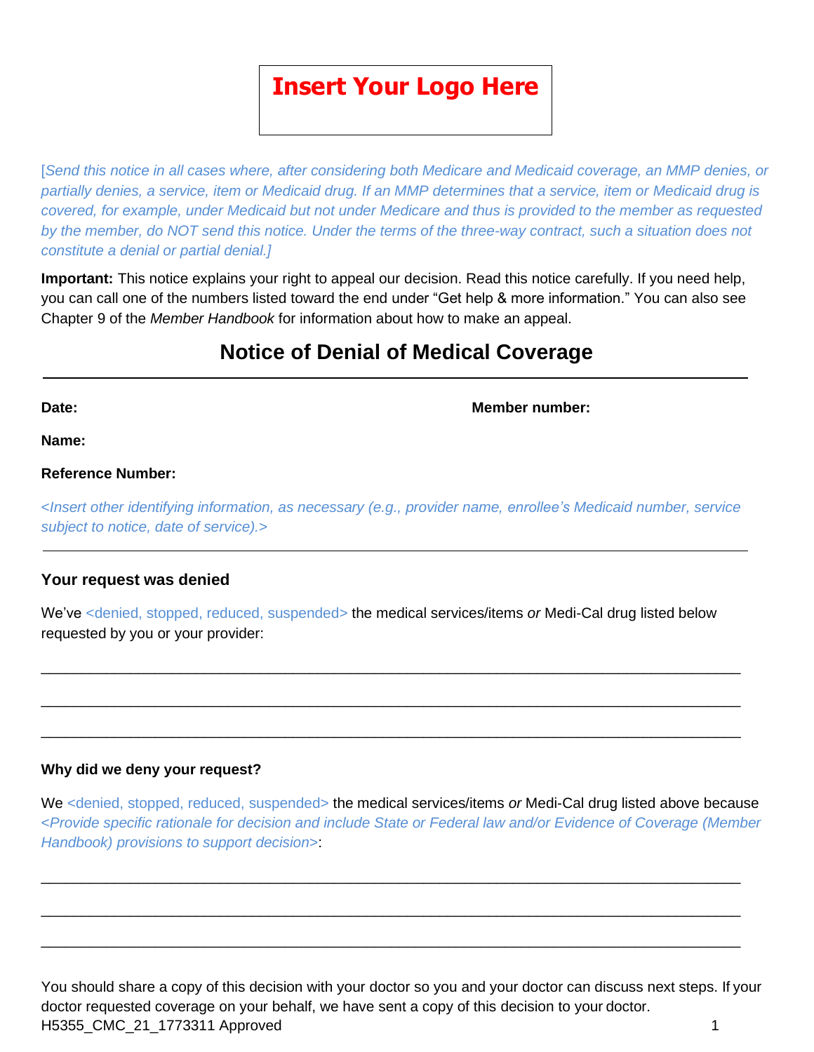**Insert Your Logo Here**

*[Send this notice in all cases where, after considering both Medicare and Medicaid coverage, an MMP denies, or partially denies, a service, item or Medicaid drug. If an MMP determines that a service, item or Medicaid drug is covered, for example, under Medicaid but not under Medicare and thus is provided to the member as requested by the member, do NOT send this notice. Under the terms of the three-way contract, such a situation does not constitute a denial or partial denial.]*

**Important:** This notice explains your right to appeal our decision. Read this notice carefully. If you need help, you can call one of the numbers listed toward the end under "Get help & more information." You can also see Chapter 9 of the *Member Handbook* for information about how to make an appeal.

# Notice of Denial of Medical Coverage

---

**Date:** **Member number:**

**Name:**

**Reference Number:**

*<Insert other identifying information, as necessary (e.g., provider name, enrollee's Medicaid number, service subject to notice, date of service).>*

---

### Your request was denied

We've <denied, stopped, reduced, suspended> the medical services/items *or* Medi-Cal drug listed below requested by you or your provider:

\_\_\_\_\_\_\_\_\_\_\_\_\_\_\_\_\_\_\_\_\_\_\_\_\_\_\_\_\_\_\_\_\_\_\_\_\_\_\_\_\_\_\_\_\_\_\_\_\_\_\_\_\_\_\_\_\_\_\_\_\_\_\_\_\_\_\_\_\_\_\_\_\_\_\_\_

\_\_\_\_\_\_\_\_\_\_\_\_\_\_\_\_\_\_\_\_\_\_\_\_\_\_\_\_\_\_\_\_\_\_\_\_\_\_\_\_\_\_\_\_\_\_\_\_\_\_\_\_\_\_\_\_\_\_\_\_\_\_\_\_\_\_\_\_\_\_\_\_\_\_\_\_

\_\_\_\_\_\_\_\_\_\_\_\_\_\_\_\_\_\_\_\_\_\_\_\_\_\_\_\_\_\_\_\_\_\_\_\_\_\_\_\_\_\_\_\_\_\_\_\_\_\_\_\_\_\_\_\_\_\_\_\_\_\_\_\_\_\_\_\_\_\_\_\_\_\_\_\_

**Why did we deny your request?**

We <denied, stopped, reduced, suspended> the medical services/items *or* Medi-Cal drug listed above because *<Provide specific rationale for decision and include State or Federal law and/or Evidence of Coverage (Member Handbook) provisions to support decision>*:

\_\_\_\_\_\_\_\_\_\_\_\_\_\_\_\_\_\_\_\_\_\_\_\_\_\_\_\_\_\_\_\_\_\_\_\_\_\_\_\_\_\_\_\_\_\_\_\_\_\_\_\_\_\_\_\_\_\_\_\_\_\_\_\_\_\_\_\_\_\_\_\_\_\_\_\_

\_\_\_\_\_\_\_\_\_\_\_\_\_\_\_\_\_\_\_\_\_\_\_\_\_\_\_\_\_\_\_\_\_\_\_\_\_\_\_\_\_\_\_\_\_\_\_\_\_\_\_\_\_\_\_\_\_\_\_\_\_\_\_\_\_\_\_\_\_\_\_\_\_\_\_\_

\_\_\_\_\_\_\_\_\_\_\_\_\_\_\_\_\_\_\_\_\_\_\_\_\_\_\_\_\_\_\_\_\_\_\_\_\_\_\_\_\_\_\_\_\_\_\_\_\_\_\_\_\_\_\_\_\_\_\_\_\_\_\_\_\_\_\_\_\_\_\_\_\_\_\_\_

You should share a copy of this decision with your doctor so you and your doctor can discuss next steps. If your doctor requested coverage on your behalf, we have sent a copy of this decision to your doctor.

H5355_CMC_21_1773311 Approved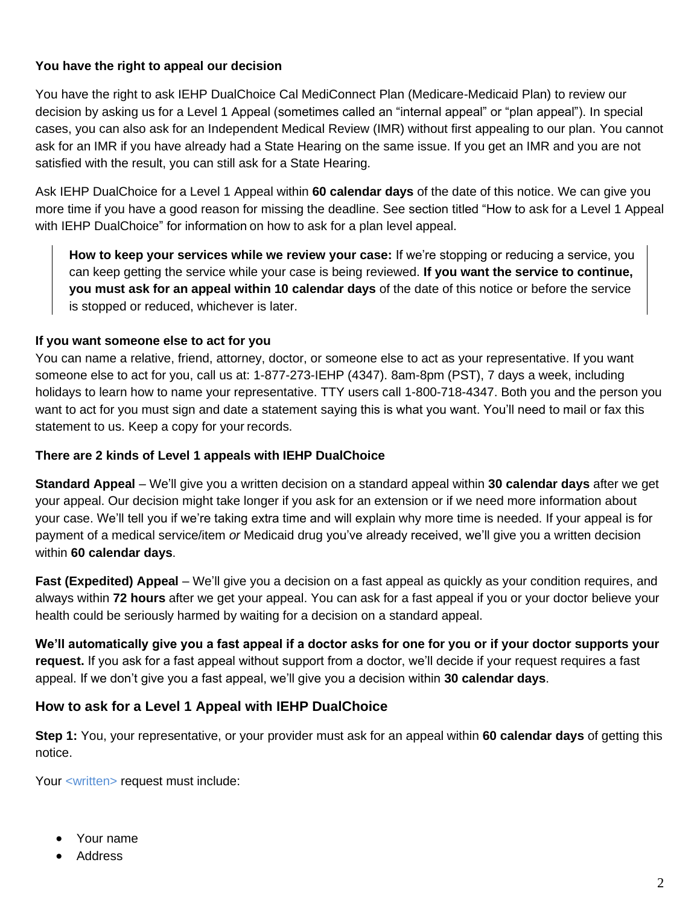**You have the right to appeal our decision**

You have the right to ask IEHP DualChoice Cal MediConnect Plan (Medicare-Medicaid Plan) to review our decision by asking us for a Level 1 Appeal (sometimes called an "internal appeal" or "plan appeal"). In special cases, you can also ask for an Independent Medical Review (IMR) without first appealing to our plan. You cannot ask for an IMR if you have already had a State Hearing on the same issue. If you get an IMR and you are not satisfied with the result, you can still ask for a State Hearing.

Ask IEHP DualChoice for a Level 1 Appeal within **60 calendar days** of the date of this notice. We can give you more time if you have a good reason for missing the deadline. See section titled "How to ask for a Level 1 Appeal with IEHP DualChoice" for information on how to ask for a plan level appeal.

> **How to keep your services while we review your case:** If we're stopping or reducing a service, you can keep getting the service while your case is being reviewed. **If you want the service to continue, you must ask for an appeal within 10 calendar days** of the date of this notice or before the service is stopped or reduced, whichever is later.

**If you want someone else to act for you**

You can name a relative, friend, attorney, doctor, or someone else to act as your representative. If you want someone else to act for you, call us at: 1-877-273-IEHP (4347). 8am-8pm (PST), 7 days a week, including holidays to learn how to name your representative. TTY users call 1-800-718-4347. Both you and the person you want to act for you must sign and date a statement saying this is what you want. You'll need to mail or fax this statement to us. Keep a copy for your records.

**There are 2 kinds of Level 1 appeals with IEHP DualChoice**

**Standard Appeal** – We'll give you a written decision on a standard appeal within **30 calendar days** after we get your appeal. Our decision might take longer if you ask for an extension or if we need more information about your case. We'll tell you if we're taking extra time and will explain why more time is needed. If your appeal is for payment of a medical service/item *or* Medicaid drug you've already received, we'll give you a written decision within **60 calendar days**.

**Fast (Expedited) Appeal** – We'll give you a decision on a fast appeal as quickly as your condition requires, and always within **72 hours** after we get your appeal. You can ask for a fast appeal if you or your doctor believe your health could be seriously harmed by waiting for a decision on a standard appeal.

**We'll automatically give you a fast appeal if a doctor asks for one for you or if your doctor supports your request.** If you ask for a fast appeal without support from a doctor, we'll decide if your request requires a fast appeal. If we don't give you a fast appeal, we'll give you a decision within **30 calendar days**.

## How to ask for a Level 1 Appeal with IEHP DualChoice

**Step 1:** You, your representative, or your provider must ask for an appeal within **60 calendar days** of getting this notice.

Your <written> request must include:

- Your name
- Address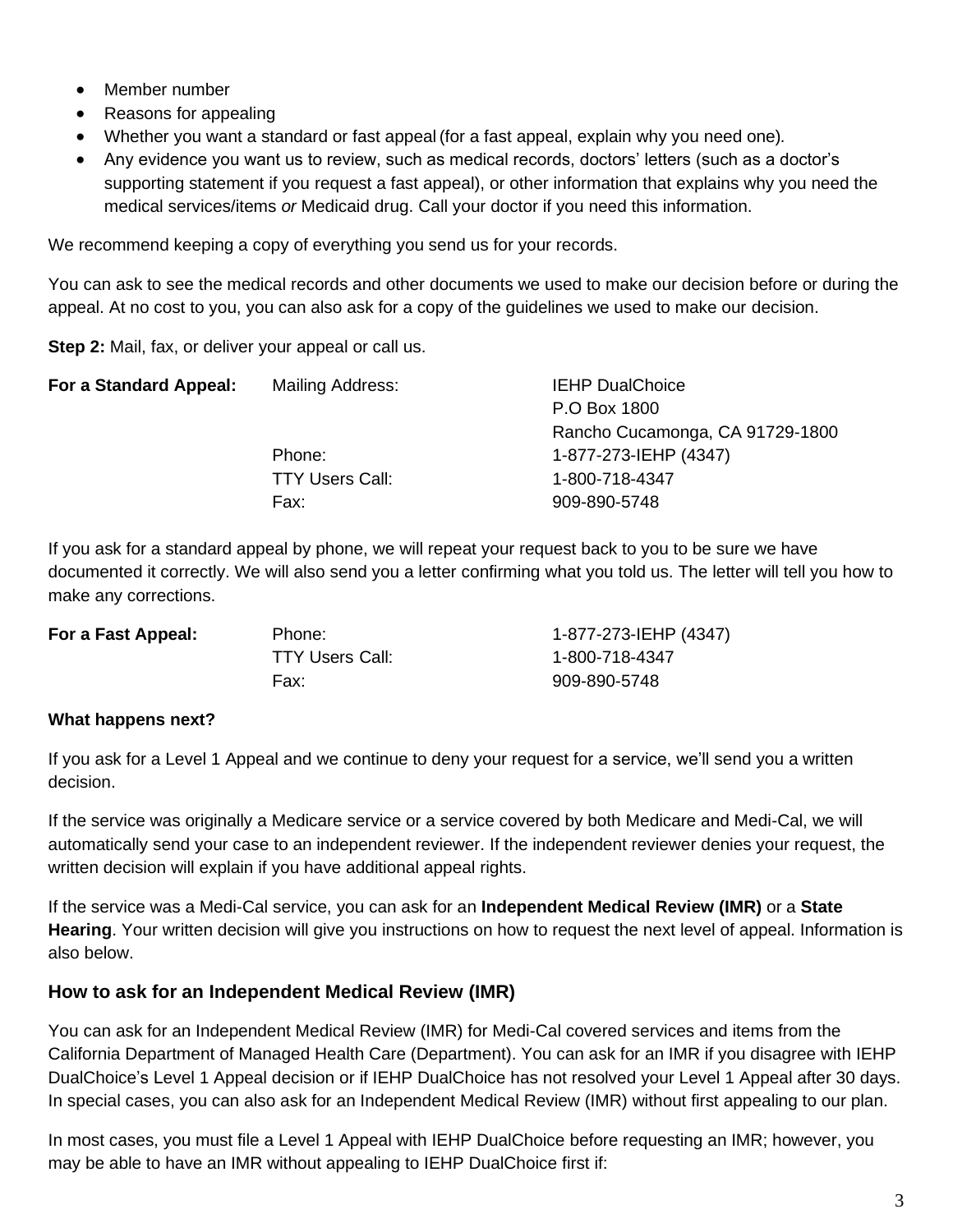- Member number
- Reasons for appealing
- Whether you want a standard or fast appeal (for a fast appeal, explain why you need one).
- Any evidence you want us to review, such as medical records, doctors' letters (such as a doctor's supporting statement if you request a fast appeal), or other information that explains why you need the medical services/items *or* Medicaid drug. Call your doctor if you need this information.

We recommend keeping a copy of everything you send us for your records.

You can ask to see the medical records and other documents we used to make our decision before or during the appeal. At no cost to you, you can also ask for a copy of the guidelines we used to make our decision.

**Step 2:** Mail, fax, or deliver your appeal or call us.

| | | |
|---|---|---|
| **For a Standard Appeal:** | Mailing Address: | IEHP DualChoice<br>P.O Box 1800<br>Rancho Cucamonga, CA 91729-1800 |
| | Phone: | 1-877-273-IEHP (4347) |
| | TTY Users Call: | 1-800-718-4347 |
| | Fax: | 909-890-5748 |

If you ask for a standard appeal by phone, we will repeat your request back to you to be sure we have documented it correctly. We will also send you a letter confirming what you told us. The letter will tell you how to make any corrections.

| | | |
|---|---|---|
| **For a Fast Appeal:** | Phone: | 1-877-273-IEHP (4347) |
| | TTY Users Call: | 1-800-718-4347 |
| | Fax: | 909-890-5748 |

**What happens next?**

If you ask for a Level 1 Appeal and we continue to deny your request for a service, we'll send you a written decision.

If the service was originally a Medicare service or a service covered by both Medicare and Medi-Cal, we will automatically send your case to an independent reviewer. If the independent reviewer denies your request, the written decision will explain if you have additional appeal rights.

If the service was a Medi-Cal service, you can ask for an **Independent Medical Review (IMR)** or a **State Hearing**. Your written decision will give you instructions on how to request the next level of appeal. Information is also below.

### How to ask for an Independent Medical Review (IMR)

You can ask for an Independent Medical Review (IMR) for Medi-Cal covered services and items from the California Department of Managed Health Care (Department). You can ask for an IMR if you disagree with IEHP DualChoice's Level 1 Appeal decision or if IEHP DualChoice has not resolved your Level 1 Appeal after 30 days. In special cases, you can also ask for an Independent Medical Review (IMR) without first appealing to our plan.

In most cases, you must file a Level 1 Appeal with IEHP DualChoice before requesting an IMR; however, you may be able to have an IMR without appealing to IEHP DualChoice first if: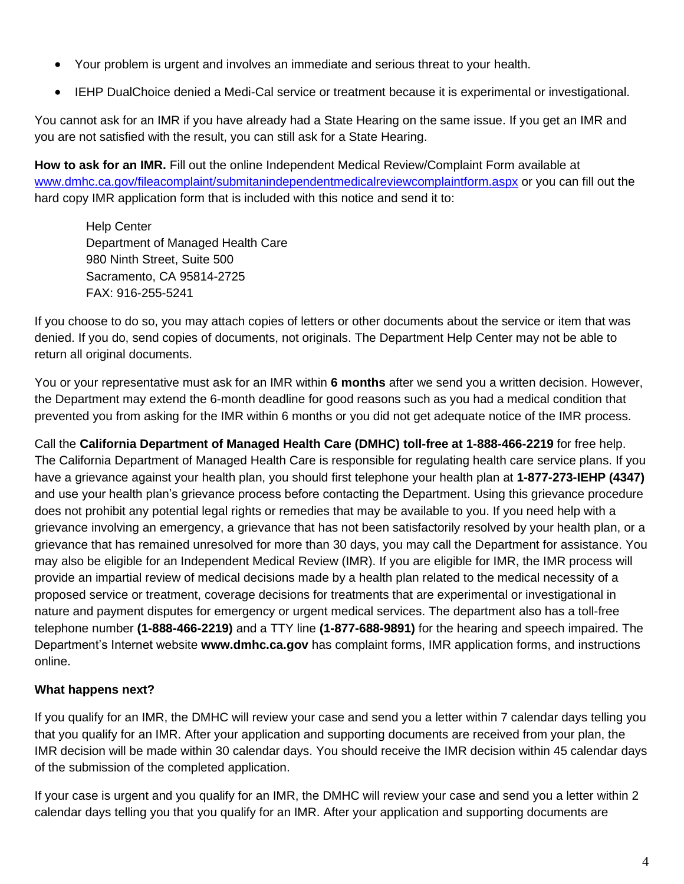- Your problem is urgent and involves an immediate and serious threat to your health.
- IEHP DualChoice denied a Medi-Cal service or treatment because it is experimental or investigational.

You cannot ask for an IMR if you have already had a State Hearing on the same issue. If you get an IMR and you are not satisfied with the result, you can still ask for a State Hearing.

**How to ask for an IMR.** Fill out the online Independent Medical Review/Complaint Form available at www.dmhc.ca.gov/fileacomplaint/submitanindependentmedicalreviewcomplaintform.aspx or you can fill out the hard copy IMR application form that is included with this notice and send it to:

Help Center
Department of Managed Health Care
980 Ninth Street, Suite 500
Sacramento, CA 95814-2725
FAX: 916-255-5241

If you choose to do so, you may attach copies of letters or other documents about the service or item that was denied. If you do, send copies of documents, not originals. The Department Help Center may not be able to return all original documents.

You or your representative must ask for an IMR within **6 months** after we send you a written decision. However, the Department may extend the 6-month deadline for good reasons such as you had a medical condition that prevented you from asking for the IMR within 6 months or you did not get adequate notice of the IMR process.

Call the **California Department of Managed Health Care (DMHC) toll-free at 1-888-466-2219** for free help. The California Department of Managed Health Care is responsible for regulating health care service plans. If you have a grievance against your health plan, you should first telephone your health plan at **1-877-273-IEHP (4347)** and use your health plan's grievance process before contacting the Department. Using this grievance procedure does not prohibit any potential legal rights or remedies that may be available to you. If you need help with a grievance involving an emergency, a grievance that has not been satisfactorily resolved by your health plan, or a grievance that has remained unresolved for more than 30 days, you may call the Department for assistance. You may also be eligible for an Independent Medical Review (IMR). If you are eligible for IMR, the IMR process will provide an impartial review of medical decisions made by a health plan related to the medical necessity of a proposed service or treatment, coverage decisions for treatments that are experimental or investigational in nature and payment disputes for emergency or urgent medical services. The department also has a toll-free telephone number **(1-888-466-2219)** and a TTY line **(1-877-688-9891)** for the hearing and speech impaired. The Department's Internet website **www.dmhc.ca.gov** has complaint forms, IMR application forms, and instructions online.

**What happens next?**

If you qualify for an IMR, the DMHC will review your case and send you a letter within 7 calendar days telling you that you qualify for an IMR. After your application and supporting documents are received from your plan, the IMR decision will be made within 30 calendar days. You should receive the IMR decision within 45 calendar days of the submission of the completed application.

If your case is urgent and you qualify for an IMR, the DMHC will review your case and send you a letter within 2 calendar days telling you that you qualify for an IMR. After your application and supporting documents are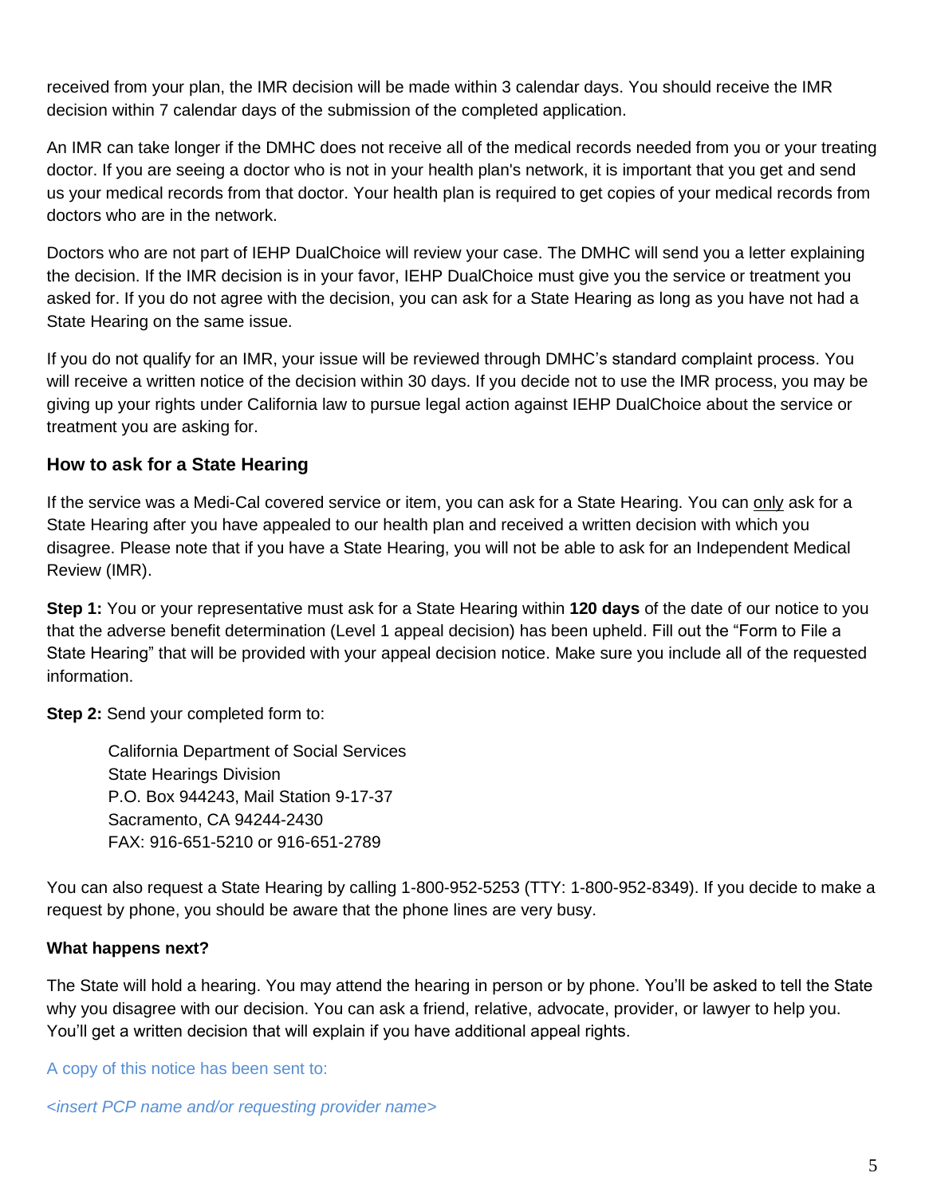received from your plan, the IMR decision will be made within 3 calendar days. You should receive the IMR decision within 7 calendar days of the submission of the completed application.

An IMR can take longer if the DMHC does not receive all of the medical records needed from you or your treating doctor. If you are seeing a doctor who is not in your health plan's network, it is important that you get and send us your medical records from that doctor. Your health plan is required to get copies of your medical records from doctors who are in the network.

Doctors who are not part of IEHP DualChoice will review your case. The DMHC will send you a letter explaining the decision. If the IMR decision is in your favor, IEHP DualChoice must give you the service or treatment you asked for. If you do not agree with the decision, you can ask for a State Hearing as long as you have not had a State Hearing on the same issue.

If you do not qualify for an IMR, your issue will be reviewed through DMHC's standard complaint process. You will receive a written notice of the decision within 30 days. If you decide not to use the IMR process, you may be giving up your rights under California law to pursue legal action against IEHP DualChoice about the service or treatment you are asking for.

### How to ask for a State Hearing

If the service was a Medi-Cal covered service or item, you can ask for a State Hearing. You can only ask for a State Hearing after you have appealed to our health plan and received a written decision with which you disagree. Please note that if you have a State Hearing, you will not be able to ask for an Independent Medical Review (IMR).

**Step 1:** You or your representative must ask for a State Hearing within **120 days** of the date of our notice to you that the adverse benefit determination (Level 1 appeal decision) has been upheld. Fill out the "Form to File a State Hearing" that will be provided with your appeal decision notice. Make sure you include all of the requested information.

**Step 2:** Send your completed form to:

California Department of Social Services
State Hearings Division
P.O. Box 944243, Mail Station 9-17-37
Sacramento, CA 94244-2430
FAX: 916-651-5210 or 916-651-2789

You can also request a State Hearing by calling 1-800-952-5253 (TTY: 1-800-952-8349). If you decide to make a request by phone, you should be aware that the phone lines are very busy.

**What happens next?**

The State will hold a hearing. You may attend the hearing in person or by phone. You'll be asked to tell the State why you disagree with our decision. You can ask a friend, relative, advocate, provider, or lawyer to help you. You'll get a written decision that will explain if you have additional appeal rights.

A copy of this notice has been sent to:

*<insert PCP name and/or requesting provider name>*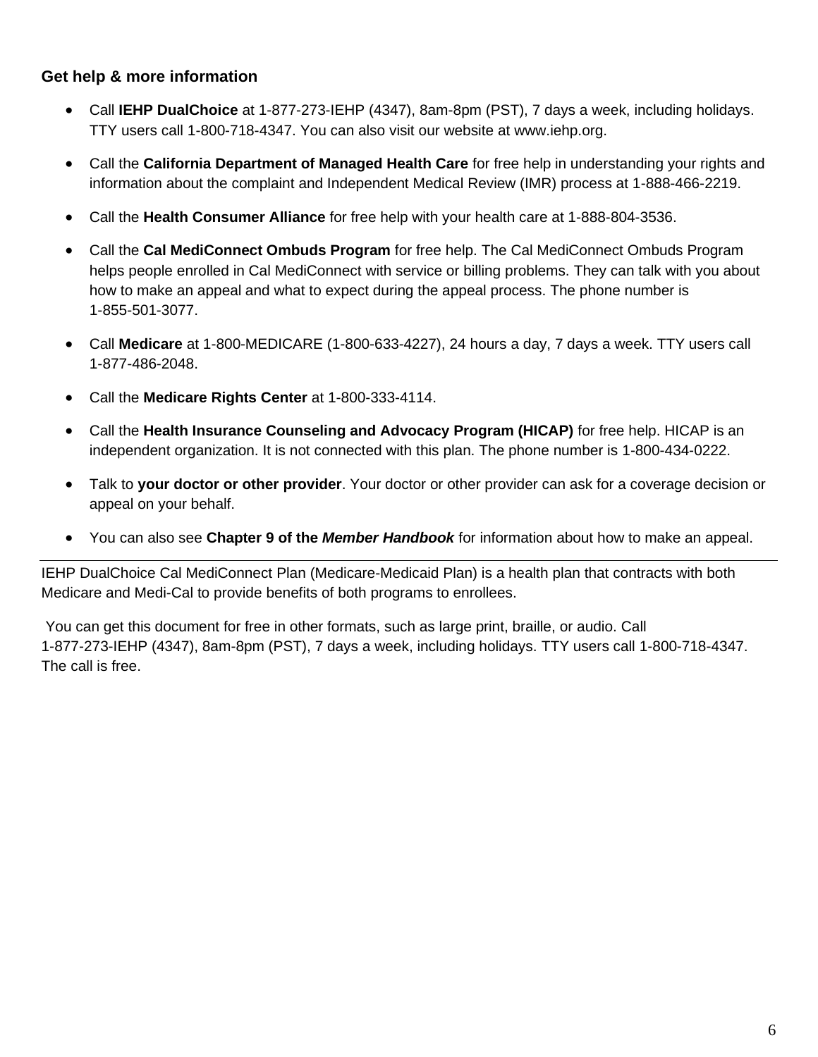### Get help & more information

- Call **IEHP DualChoice** at 1-877-273-IEHP (4347), 8am-8pm (PST), 7 days a week, including holidays. TTY users call 1-800-718-4347. You can also visit our website at www.iehp.org.
- Call the **California Department of Managed Health Care** for free help in understanding your rights and information about the complaint and Independent Medical Review (IMR) process at 1-888-466-2219.
- Call the **Health Consumer Alliance** for free help with your health care at 1-888-804-3536.
- Call the **Cal MediConnect Ombuds Program** for free help. The Cal MediConnect Ombuds Program helps people enrolled in Cal MediConnect with service or billing problems. They can talk with you about how to make an appeal and what to expect during the appeal process. The phone number is 1-855-501-3077.
- Call **Medicare** at 1-800-MEDICARE (1-800-633-4227), 24 hours a day, 7 days a week. TTY users call 1-877-486-2048.
- Call the **Medicare Rights Center** at 1-800-333-4114.
- Call the **Health Insurance Counseling and Advocacy Program (HICAP)** for free help. HICAP is an independent organization. It is not connected with this plan. The phone number is 1-800-434-0222.
- Talk to **your doctor or other provider**. Your doctor or other provider can ask for a coverage decision or appeal on your behalf.
- You can also see **Chapter 9 of the *Member Handbook*** for information about how to make an appeal.

---

IEHP DualChoice Cal MediConnect Plan (Medicare-Medicaid Plan) is a health plan that contracts with both Medicare and Medi-Cal to provide benefits of both programs to enrollees.

You can get this document for free in other formats, such as large print, braille, or audio. Call 1-877-273-IEHP (4347), 8am-8pm (PST), 7 days a week, including holidays. TTY users call 1-800-718-4347. The call is free.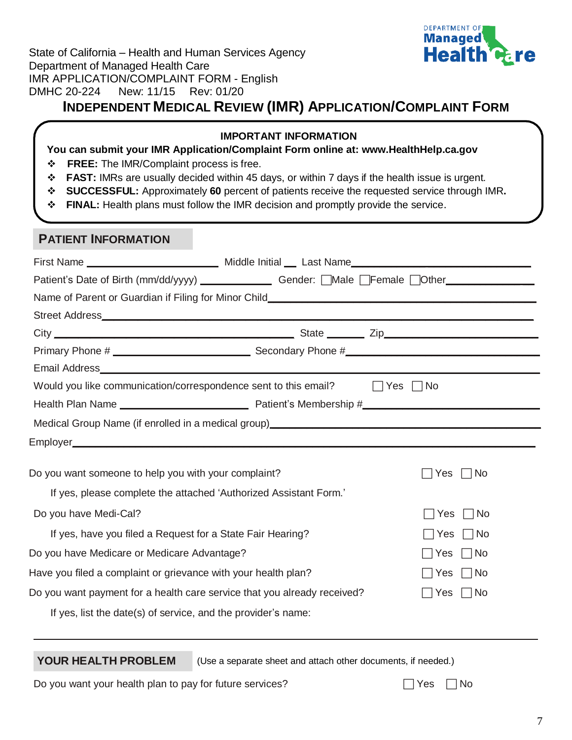State of California – Health and Human Services Agency
Department of Managed Health Care
IMR APPLICATION/COMPLAINT FORM - English
DMHC 20-224 New: 11/15 Rev: 01/20

# INDEPENDENT MEDICAL REVIEW (IMR) APPLICATION/COMPLAINT FORM

**IMPORTANT INFORMATION**

**You can submit your IMR Application/Complaint Form online at: www.HealthHelp.ca.gov**

- **FREE:** The IMR/Complaint process is free.
- **FAST:** IMRs are usually decided within 45 days, or within 7 days if the health issue is urgent.
- **SUCCESSFUL:** Approximately **60** percent of patients receive the requested service through IMR**.**
- **FINAL:** Health plans must follow the IMR decision and promptly provide the service.

## PATIENT INFORMATION

First Name ____________________ Middle Initial __ Last Name ____________________________

Patient's Date of Birth (mm/dd/yyyy) ___________ Gender: ☐ Male ☐ Female ☐ Other ____________

Name of Parent or Guardian if Filing for Minor Child ______________________________________

Street Address ____________________________________________________________________

City ______________________________________ State ______ Zip _______________________

Primary Phone # ______________________ Secondary Phone # __________________________

Email Address _____________________________________________________________________

Would you like communication/correspondence sent to this email? ☐ Yes ☐ No

Health Plan Name ____________________ Patient's Membership # _________________________

Medical Group Name (if enrolled in a medical group) ______________________________________

Employer __________________________________________________________________________

Do you want someone to help you with your complaint? ☐ Yes ☐ No

If yes, please complete the attached 'Authorized Assistant Form.'

Do you have Medi-Cal? ☐ Yes ☐ No

If yes, have you filed a Request for a State Fair Hearing? ☐ Yes ☐ No

Do you have Medicare or Medicare Advantage? ☐ Yes ☐ No

Have you filed a complaint or grievance with your health plan? ☐ Yes ☐ No

Do you want payment for a health care service that you already received? ☐ Yes ☐ No

If yes, list the date(s) of service, and the provider's name:

__________________________________________________________________________________

## YOUR HEALTH PROBLEM

(Use a separate sheet and attach other documents, if needed.)

Do you want your health plan to pay for future services? ☐ Yes ☐ No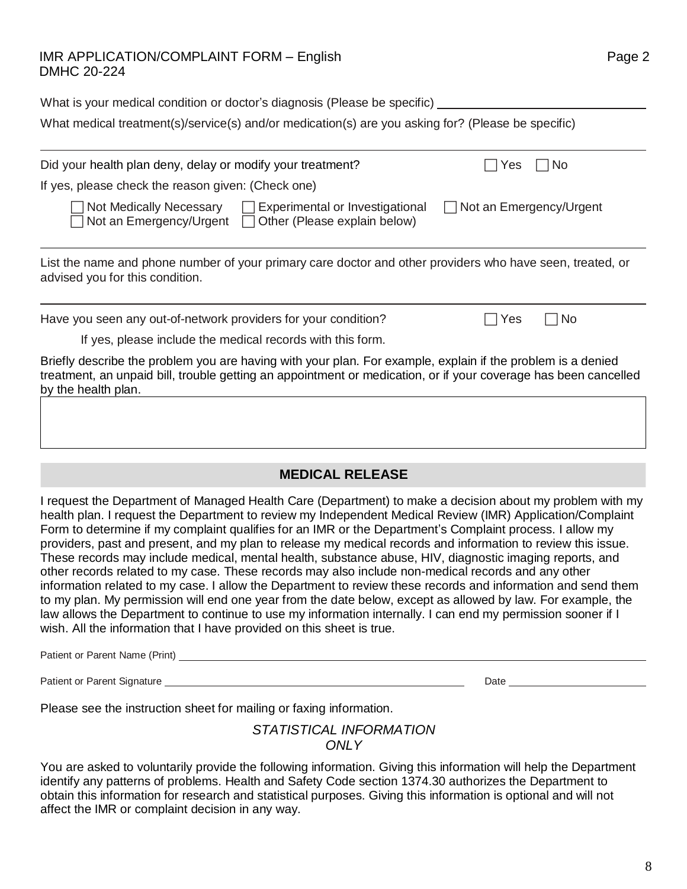What is your medical condition or doctor's diagnosis (Please be specific) ______________________

What medical treatment(s)/service(s) and/or medication(s) are you asking for? (Please be specific)

______________________________________________________________________

Did your health plan deny, delay or modify your treatment? ☐ Yes ☐ No

If yes, please check the reason given: (Check one)

☐ Not Medically Necessary ☐ Experimental or Investigational ☐ Not an Emergency/Urgent
☐ Not an Emergency/Urgent ☐ Other (Please explain below)

______________________________________________________________________

List the name and phone number of your primary care doctor and other providers who have seen, treated, or advised you for this condition.

______________________________________________________________________

Have you seen any out-of-network providers for your condition? ☐ Yes ☐ No

If yes, please include the medical records with this form.

Briefly describe the problem you are having with your plan. For example, explain if the problem is a denied treatment, an unpaid bill, trouble getting an appointment or medication, or if your coverage has been cancelled by the health plan.

______________________________________________________________________

## MEDICAL RELEASE

I request the Department of Managed Health Care (Department) to make a decision about my problem with my health plan. I request the Department to review my Independent Medical Review (IMR) Application/Complaint Form to determine if my complaint qualifies for an IMR or the Department's Complaint process. I allow my providers, past and present, and my plan to release my medical records and information to review this issue. These records may include medical, mental health, substance abuse, HIV, diagnostic imaging reports, and other records related to my case. These records may also include non-medical records and any other information related to my case. I allow the Department to review these records and information and send them to my plan. My permission will end one year from the date below, except as allowed by law. For example, the law allows the Department to continue to use my information internally. I can end my permission sooner if I wish. All the information that I have provided on this sheet is true.

Patient or Parent Name (Print) ______________________________________________

Patient or Parent Signature ______________________________ Date ________________

Please see the instruction sheet for mailing or faxing information.

*STATISTICAL INFORMATION ONLY*

You are asked to voluntarily provide the following information. Giving this information will help the Department identify any patterns of problems. Health and Safety Code section 1374.30 authorizes the Department to obtain this information for research and statistical purposes. Giving this information is optional and will not affect the IMR or complaint decision in any way.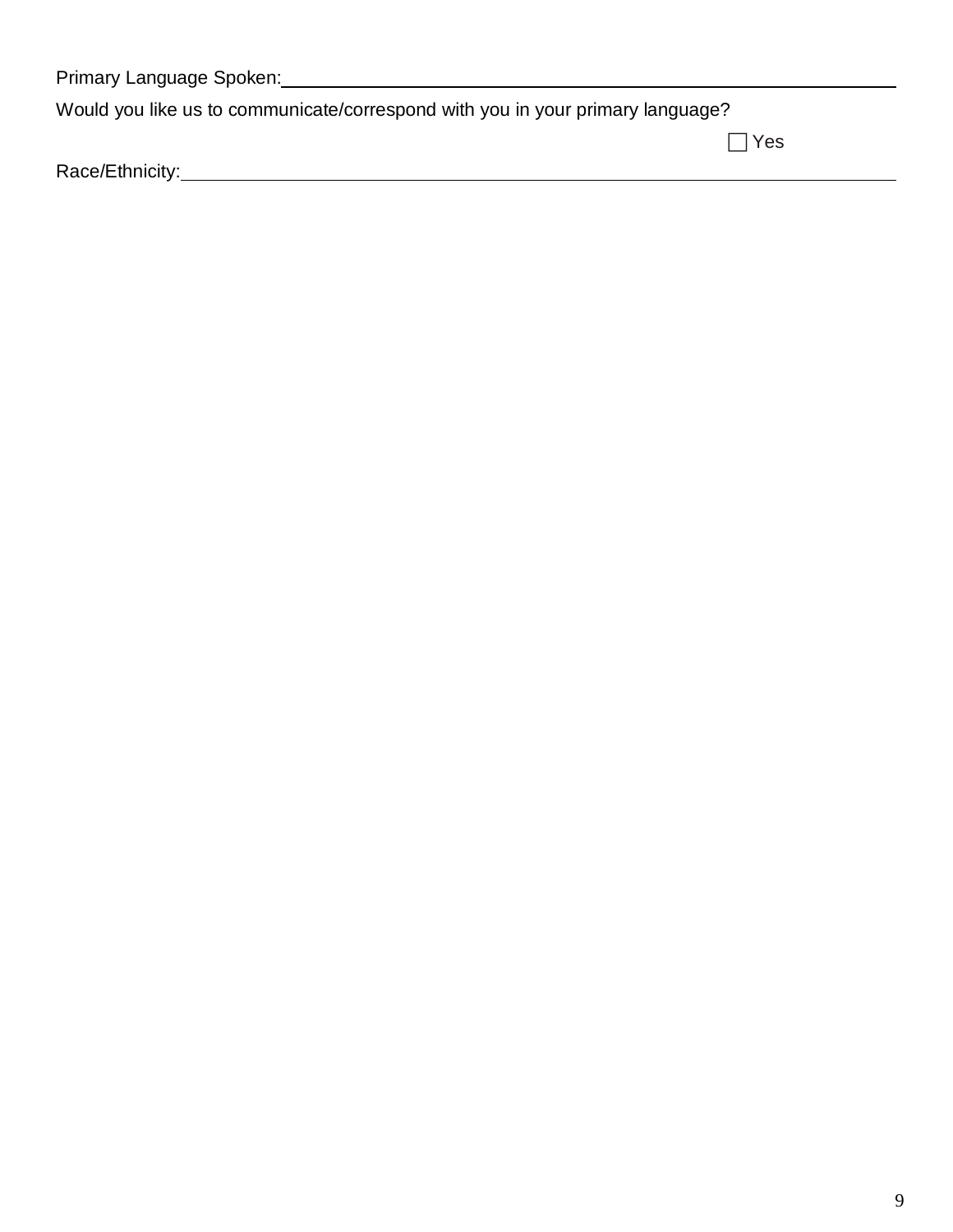Primary Language Spoken: ______________________________________________

Would you like us to communicate/correspond with you in your primary language?

☐ Yes

Race/Ethnicity: ______________________________________________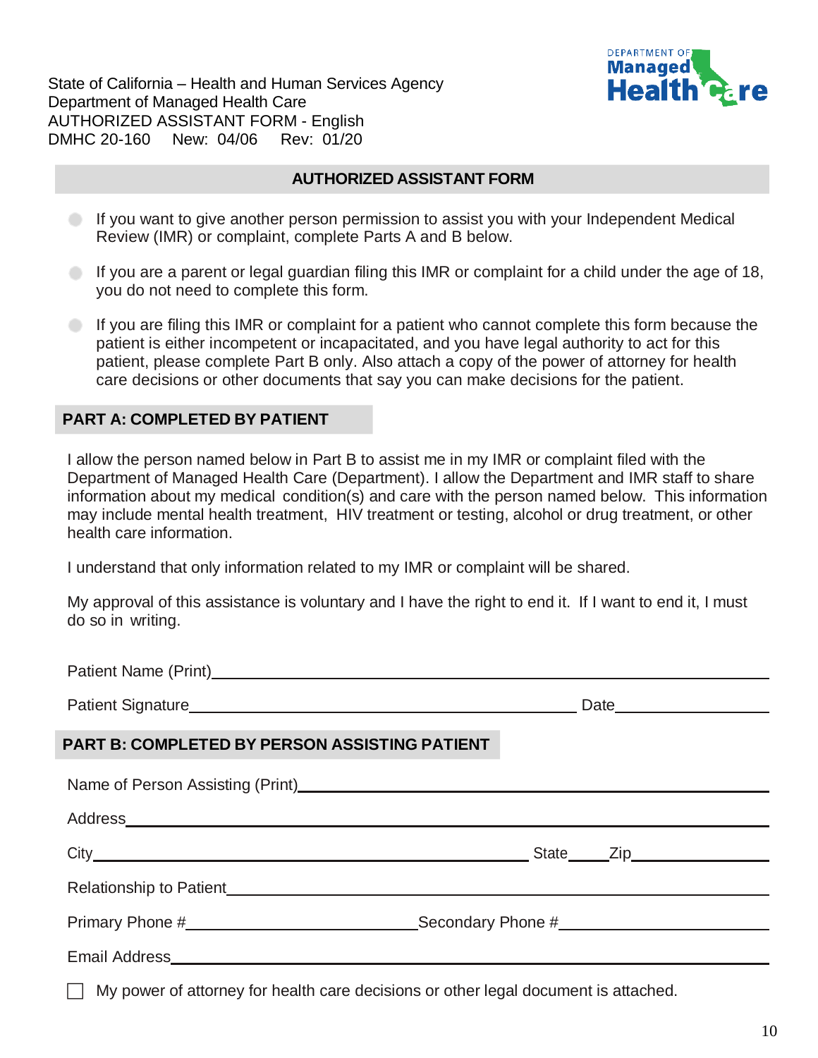State of California – Health and Human Services Agency
Department of Managed Health Care
AUTHORIZED ASSISTANT FORM - English
DMHC 20-160 New: 04/06 Rev: 01/20

## AUTHORIZED ASSISTANT FORM

- If you want to give another person permission to assist you with your Independent Medical Review (IMR) or complaint, complete Parts A and B below.
- If you are a parent or legal guardian filing this IMR or complaint for a child under the age of 18, you do not need to complete this form.
- If you are filing this IMR or complaint for a patient who cannot complete this form because the patient is either incompetent or incapacitated, and you have legal authority to act for this patient, please complete Part B only. Also attach a copy of the power of attorney for health care decisions or other documents that say you can make decisions for the patient.

### PART A: COMPLETED BY PATIENT

I allow the person named below in Part B to assist me in my IMR or complaint filed with the Department of Managed Health Care (Department). I allow the Department and IMR staff to share information about my medical condition(s) and care with the person named below. This information may include mental health treatment, HIV treatment or testing, alcohol or drug treatment, or other health care information.

I understand that only information related to my IMR or complaint will be shared.

My approval of this assistance is voluntary and I have the right to end it. If I want to end it, I must do so in writing.

Patient Name (Print)\_\_\_\_\_\_\_\_\_\_\_\_\_\_\_\_\_\_\_\_\_\_\_\_\_\_\_\_\_\_\_\_\_\_\_\_\_\_\_\_

Patient Signature\_\_\_\_\_\_\_\_\_\_\_\_\_\_\_\_\_\_\_\_\_\_\_\_\_\_\_\_\_\_ Date\_\_\_\_\_\_\_\_\_\_\_\_

### PART B: COMPLETED BY PERSON ASSISTING PATIENT

Name of Person Assisting (Print)\_\_\_\_\_\_\_\_\_\_\_\_\_\_\_\_\_\_\_\_\_\_\_\_\_\_\_\_\_\_\_\_\_\_\_\_

Address\_\_\_\_\_\_\_\_\_\_\_\_\_\_\_\_\_\_\_\_\_\_\_\_\_\_\_\_\_\_\_\_\_\_\_\_\_\_\_\_\_\_\_\_\_\_\_\_

City\_\_\_\_\_\_\_\_\_\_\_\_\_\_\_\_\_\_\_\_\_\_\_\_\_\_\_\_\_\_\_\_ State\_\_\_\_\_ Zip\_\_\_\_\_\_\_\_\_\_\_\_

Relationship to Patient\_\_\_\_\_\_\_\_\_\_\_\_\_\_\_\_\_\_\_\_\_\_\_\_\_\_\_\_\_\_\_\_\_\_\_\_\_\_\_\_

Primary Phone #\_\_\_\_\_\_\_\_\_\_\_\_\_\_\_\_\_\_\_\_ Secondary Phone #\_\_\_\_\_\_\_\_\_\_\_\_\_\_\_\_\_\_\_\_

Email Address\_\_\_\_\_\_\_\_\_\_\_\_\_\_\_\_\_\_\_\_\_\_\_\_\_\_\_\_\_\_\_\_\_\_\_\_\_\_\_\_\_\_\_\_\_\_

☐ My power of attorney for health care decisions or other legal document is attached.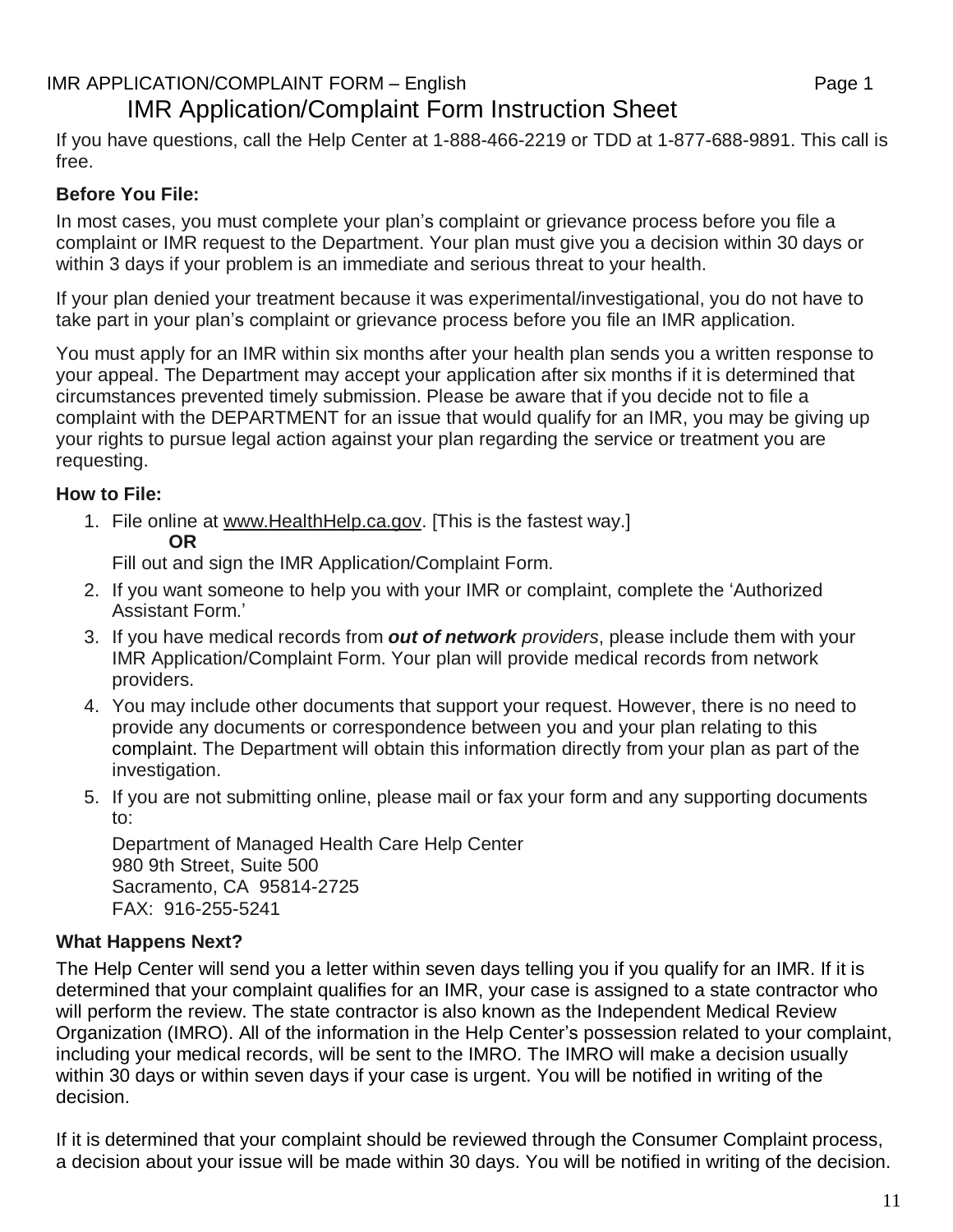# IMR Application/Complaint Form Instruction Sheet

If you have questions, call the Help Center at 1-888-466-2219 or TDD at 1-877-688-9891. This call is free.

**Before You File:**

In most cases, you must complete your plan's complaint or grievance process before you file a complaint or IMR request to the Department. Your plan must give you a decision within 30 days or within 3 days if your problem is an immediate and serious threat to your health.

If your plan denied your treatment because it was experimental/investigational, you do not have to take part in your plan's complaint or grievance process before you file an IMR application.

You must apply for an IMR within six months after your health plan sends you a written response to your appeal. The Department may accept your application after six months if it is determined that circumstances prevented timely submission. Please be aware that if you decide not to file a complaint with the DEPARTMENT for an issue that would qualify for an IMR, you may be giving up your rights to pursue legal action against your plan regarding the service or treatment you are requesting.

**How to File:**

1. File online at www.HealthHelp.ca.gov. [This is the fastest way.]
   **OR**
   Fill out and sign the IMR Application/Complaint Form.
2. If you want someone to help you with your IMR or complaint, complete the 'Authorized Assistant Form.'
3. If you have medical records from ***out of network*** *providers*, please include them with your IMR Application/Complaint Form. Your plan will provide medical records from network providers.
4. You may include other documents that support your request. However, there is no need to provide any documents or correspondence between you and your plan relating to this complaint. The Department will obtain this information directly from your plan as part of the investigation.
5. If you are not submitting online, please mail or fax your form and any supporting documents to:

   Department of Managed Health Care Help Center
   980 9th Street, Suite 500
   Sacramento, CA 95814-2725
   FAX: 916-255-5241

**What Happens Next?**

The Help Center will send you a letter within seven days telling you if you qualify for an IMR. If it is determined that your complaint qualifies for an IMR, your case is assigned to a state contractor who will perform the review. The state contractor is also known as the Independent Medical Review Organization (IMRO). All of the information in the Help Center's possession related to your complaint, including your medical records, will be sent to the IMRO. The IMRO will make a decision usually within 30 days or within seven days if your case is urgent. You will be notified in writing of the decision.

If it is determined that your complaint should be reviewed through the Consumer Complaint process, a decision about your issue will be made within 30 days. You will be notified in writing of the decision.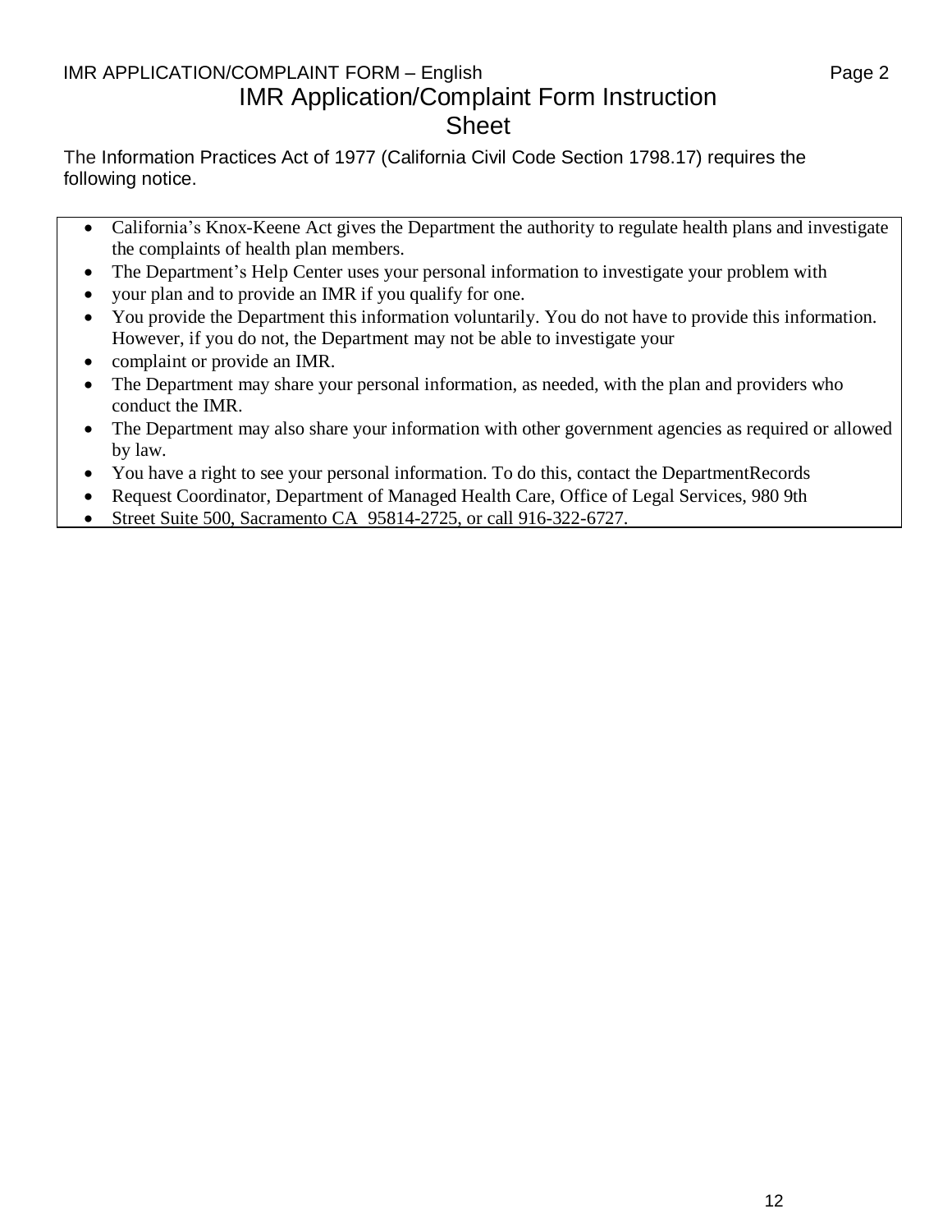# IMR Application/Complaint Form Instruction Sheet

The Information Practices Act of 1977 (California Civil Code Section 1798.17) requires the following notice.

- California's Knox-Keene Act gives the Department the authority to regulate health plans and investigate the complaints of health plan members.
- The Department's Help Center uses your personal information to investigate your problem with
- your plan and to provide an IMR if you qualify for one.
- You provide the Department this information voluntarily. You do not have to provide this information. However, if you do not, the Department may not be able to investigate your
- complaint or provide an IMR.
- The Department may share your personal information, as needed, with the plan and providers who conduct the IMR.
- The Department may also share your information with other government agencies as required or allowed by law.
- You have a right to see your personal information. To do this, contact the DepartmentRecords
- Request Coordinator, Department of Managed Health Care, Office of Legal Services, 980 9th
- Street Suite 500, Sacramento CA 95814-2725, or call 916-322-6727.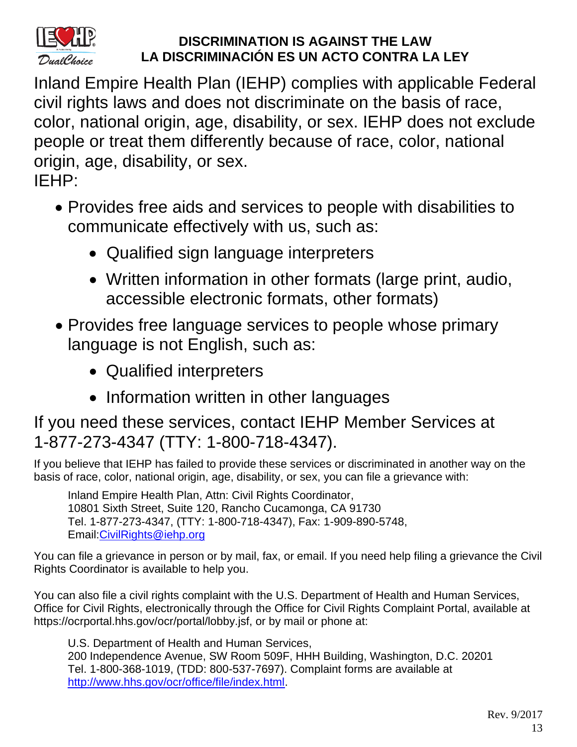# DISCRIMINATION IS AGAINST THE LAW
# LA DISCRIMINACIÓN ES UN ACTO CONTRA LA LEY

Inland Empire Health Plan (IEHP) complies with applicable Federal civil rights laws and does not discriminate on the basis of race, color, national origin, age, disability, or sex. IEHP does not exclude people or treat them differently because of race, color, national origin, age, disability, or sex.

IEHP:

- Provides free aids and services to people with disabilities to communicate effectively with us, such as:
    - Qualified sign language interpreters
    - Written information in other formats (large print, audio, accessible electronic formats, other formats)
- Provides free language services to people whose primary language is not English, such as:
    - Qualified interpreters
    - Information written in other languages

If you need these services, contact IEHP Member Services at 1-877-273-4347 (TTY: 1-800-718-4347).

If you believe that IEHP has failed to provide these services or discriminated in another way on the basis of race, color, national origin, age, disability, or sex, you can file a grievance with:

> Inland Empire Health Plan, Attn: Civil Rights Coordinator,
> 10801 Sixth Street, Suite 120, Rancho Cucamonga, CA 91730
> Tel. 1-877-273-4347, (TTY: 1-800-718-4347), Fax: 1-909-890-5748,
> Email: CivilRights@iehp.org

You can file a grievance in person or by mail, fax, or email. If you need help filing a grievance the Civil Rights Coordinator is available to help you.

You can also file a civil rights complaint with the U.S. Department of Health and Human Services, Office for Civil Rights, electronically through the Office for Civil Rights Complaint Portal, available at https://ocrportal.hhs.gov/ocr/portal/lobby.jsf, or by mail or phone at:

> U.S. Department of Health and Human Services,
> 200 Independence Avenue, SW Room 509F, HHH Building, Washington, D.C. 20201
> Tel. 1-800-368-1019, (TDD: 800-537-7697). Complaint forms are available at http://www.hhs.gov/ocr/office/file/index.html.

Rev. 9/2017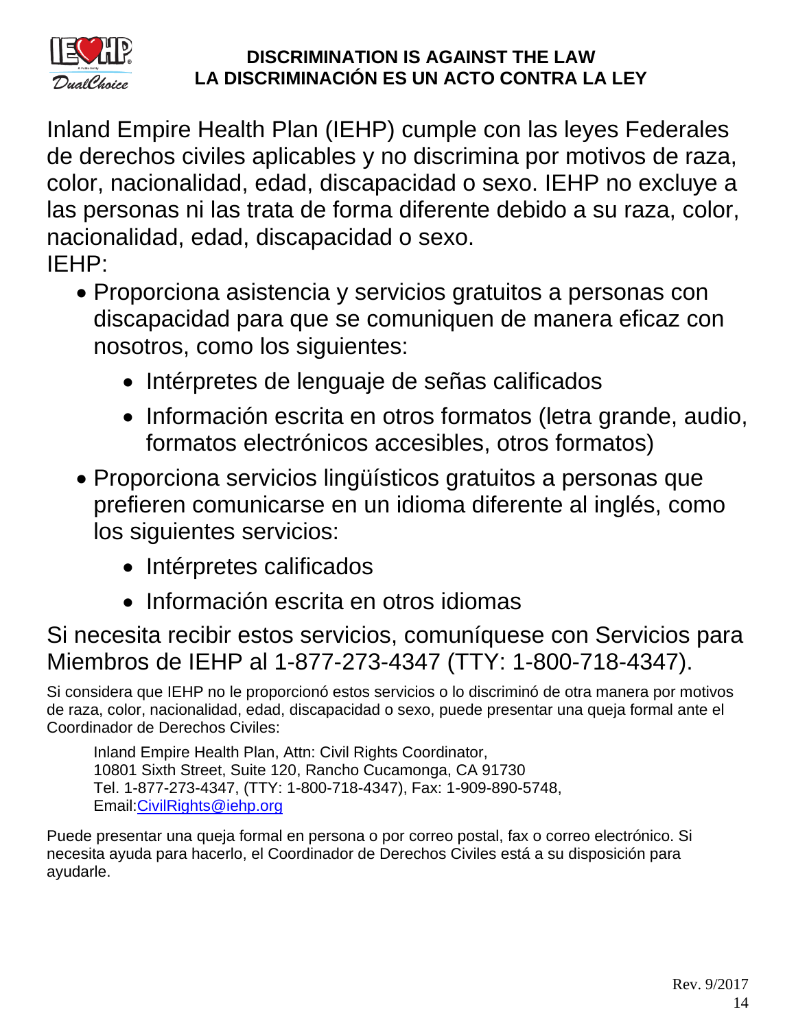# DISCRIMINATION IS AGAINST THE LAW
# LA DISCRIMINACIÓN ES UN ACTO CONTRA LA LEY

Inland Empire Health Plan (IEHP) cumple con las leyes Federales de derechos civiles aplicables y no discrimina por motivos de raza, color, nacionalidad, edad, discapacidad o sexo. IEHP no excluye a las personas ni las trata de forma diferente debido a su raza, color, nacionalidad, edad, discapacidad o sexo.

IEHP:

- Proporciona asistencia y servicios gratuitos a personas con discapacidad para que se comuniquen de manera eficaz con nosotros, como los siguientes:
  - Intérpretes de lenguaje de señas calificados
  - Información escrita en otros formatos (letra grande, audio, formatos electrónicos accesibles, otros formatos)
- Proporciona servicios lingüísticos gratuitos a personas que prefieren comunicarse en un idioma diferente al inglés, como los siguientes servicios:
  - Intérpretes calificados
  - Información escrita en otros idiomas

Si necesita recibir estos servicios, comuníquese con Servicios para Miembros de IEHP al 1-877-273-4347 (TTY: 1-800-718-4347).

Si considera que IEHP no le proporcionó estos servicios o lo discriminó de otra manera por motivos de raza, color, nacionalidad, edad, discapacidad o sexo, puede presentar una queja formal ante el Coordinador de Derechos Civiles:

Inland Empire Health Plan, Attn: Civil Rights Coordinator,
10801 Sixth Street, Suite 120, Rancho Cucamonga, CA 91730
Tel. 1-877-273-4347, (TTY: 1-800-718-4347), Fax: 1-909-890-5748,
Email:CivilRights@iehp.org

Puede presentar una queja formal en persona o por correo postal, fax o correo electrónico. Si necesita ayuda para hacerlo, el Coordinador de Derechos Civiles está a su disposición para ayudarle.

Rev. 9/2017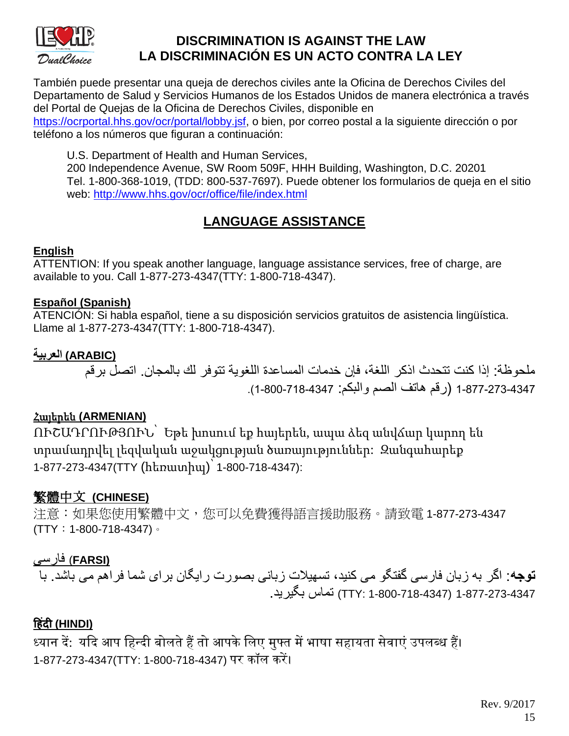# DISCRIMINATION IS AGAINST THE LAW
# LA DISCRIMINACIÓN ES UN ACTO CONTRA LA LEY

También puede presentar una queja de derechos civiles ante la Oficina de Derechos Civiles del Departamento de Salud y Servicios Humanos de los Estados Unidos de manera electrónica a través del Portal de Quejas de la Oficina de Derechos Civiles, disponible en https://ocrportal.hhs.gov/ocr/portal/lobby.jsf, o bien, por correo postal a la siguiente dirección o por teléfono a los números que figuran a continuación:

U.S. Department of Health and Human Services,
200 Independence Avenue, SW Room 509F, HHH Building, Washington, D.C. 20201
Tel. 1-800-368-1019, (TDD: 800-537-7697). Puede obtener los formularios de queja en el sitio web: http://www.hhs.gov/ocr/office/file/index.html

## LANGUAGE ASSISTANCE

**English**
ATTENTION: If you speak another language, language assistance services, free of charge, are available to you. Call 1-877-273-4347(TTY: 1-800-718-4347).

**Español (Spanish)**
ATENCIÓN: Si habla español, tiene a su disposición servicios gratuitos de asistencia lingüística. Llame al 1-877-273-4347(TTY: 1-800-718-4347).

**العربية (ARABIC)**
ملحوظة: إذا كنت تتحدث اذكر اللغة، فإن خدمات المساعدة اللغوية تتوفر لك بالمجان. اتصل برقم 1-877-273-4347 (رقم هاتف الصم والبكم: 1-800-718-4347).

**Հայերեն (ARMENIAN)**
ՈՒՇԱԴՐՈՒԹՅՈՒՆ՝ Եթե խոսում եք հայերեն, ապա ձեզ անվճար կարող են տրամադրվել լեզվական աջակցության ծառայություններ: Զանգահարեք 1-877-273-4347(TTY (հեռատիպ)՝ 1-800-718-4347):

**繁體中文 (CHINESE)**
注意：如果您使用繁體中文，您可以免費獲得語言援助服務。請致電 1-877-273-4347 (TTY：1-800-718-4347)。

**فارسی (FARSI)**
**توجه**: اگر به زبان فارسی گفتگو می کنید، تسهیلات زبانی بصورت رایگان برای شما فراهم می باشد. با 1-877-273-4347 (TTY: 1-800-718-4347) تماس بگیرید.

**हिंदी (HINDI)**
ध्यान दें: यदि आप हिन्दी बोलते हैं तो आपके लिए मुफ्त में भाषा सहायता सेवाएं उपलब्ध हैं। 1-877-273-4347(TTY: 1-800-718-4347) पर कॉल करें।

Rev. 9/2017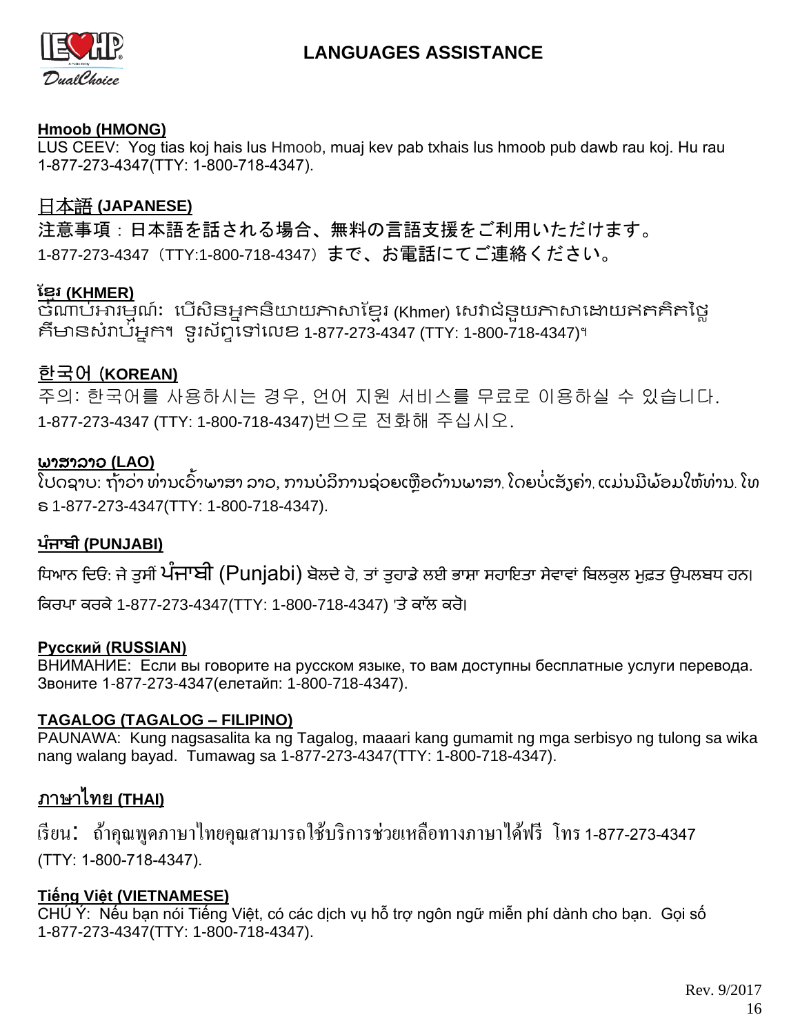# LANGUAGES ASSISTANCE

**Hmoob (HMONG)**

LUS CEEV: Yog tias koj hais lus Hmoob, muaj kev pab txhais lus hmoob pub dawb rau koj. Hu rau 1-877-273-4347(TTY: 1-800-718-4347).

**日本語 (JAPANESE)**

注意事項：日本語を話される場合、無料の言語支援をご利用いただけます。1-877-273-4347（TTY:1-800-718-4347）まで、お電話にてご連絡ください。

**ខ្មែរ (KHMER)**

ចំណាប់អារម្មណ៍: បើសិនអ្នកនិយាយភាសាខ្មែរ (Khmer) សេវាជំនួយភាសាដោយឥតគិតថ្លៃ គឺមានសំរាប់អ្នក។ ទូរស័ព្ទទៅលេខ 1-877-273-4347 (TTY: 1-800-718-4347)។

**한국어 (KOREAN)**

주의: 한국어를 사용하시는 경우, 언어 지원 서비스를 무료로 이용하실 수 있습니다. 1-877-273-4347 (TTY: 1-800-718-4347)번으로 전화해 주십시오.

**ພາສາລາວ (LAO)**

ໂປດຊາບ: ຖ້າວ່າ ທ່ານເວົ້າພາສາ ລາວ, ການບໍລິການຊ່ວຍເຫຼືອດ້ານພາສາ, ໂດຍບໍ່ເສັງຄ່າ, ແມ່ນມີພ້ອມໃຫ້ທ່ານ. ໂທຣ 1-877-273-4347(TTY: 1-800-718-4347).

**ਪੰਜਾਬੀ (PUNJABI)**

ਧਿਆਨ ਦਿਓ: ਜੇ ਤੁਸੀਂ ਪੰਜਾਬੀ (Punjabi) ਬੋਲਦੇ ਹੋ, ਤਾਂ ਤੁਹਾਡੇ ਲਈ ਭਾਸ਼ਾ ਸਹਾਇਤਾ ਸੇਵਾਵਾਂ ਬਿਲਕੁਲ ਮੁਫ਼ਤ ਉਪਲਬਧ ਹਨ। ਕਿਰਪਾ ਕਰਕੇ 1-877-273-4347(TTY: 1-800-718-4347) 'ਤੇ ਕਾੱਲ ਕਰੋ।

**Русский (RUSSIAN)**

ВНИМАНИЕ: Если вы говорите на русском языке, то вам доступны бесплатные услуги перевода. Звоните 1-877-273-4347(елетайп: 1-800-718-4347).

**TAGALOG (TAGALOG – FILIPINO)**

PAUNAWA: Kung nagsasalita ka ng Tagalog, maaari kang gumamit ng mga serbisyo ng tulong sa wika nang walang bayad. Tumawag sa 1-877-273-4347(TTY: 1-800-718-4347).

**ภาษาไทย (THAI)**

เรียน: ถ้าคุณพูดภาษาไทยคุณสามารถใช้บริการช่วยเหลือทางภาษาได้ฟรี โทร 1-877-273-4347 (TTY: 1-800-718-4347).

**Tiếng Việt (VIETNAMESE)**

CHÚ Ý: Nếu bạn nói Tiếng Việt, có các dịch vụ hỗ trợ ngôn ngữ miễn phí dành cho bạn. Gọi số 1-877-273-4347(TTY: 1-800-718-4347).

Rev. 9/2017